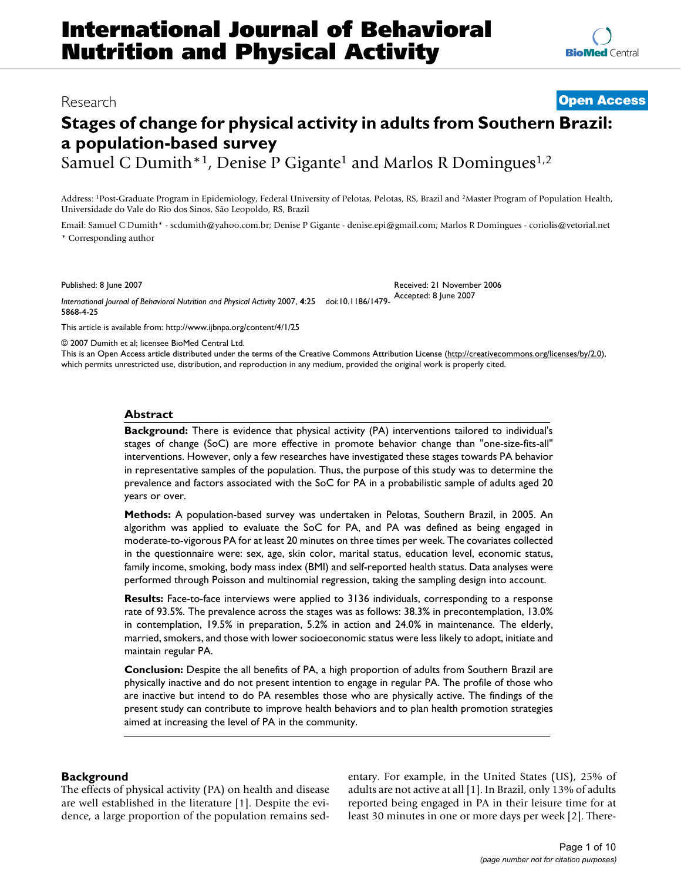# International Journal of Behavioral Nutrition and Physical Activity

Research

**Open Access**

# Stages of change for physical activity in adults from Southern Brazil: a population-based survey

Samuel C Dumith*[1], Denise P Gigante[1] and Marlos R Domingues[1,2]

Address: [1]Post-Graduate Program in Epidemiology, Federal University of Pelotas, Pelotas, RS, Brazil and [2]Master Program of Population Health, Universidade do Vale do Rio dos Sinos, São Leopoldo, RS, Brazil

Email: Samuel C Dumith* - scdumith@yahoo.com.br; Denise P Gigante - denise.epi@gmail.com; Marlos R Domingues - coriolis@vetorial.net

* Corresponding author

Published: 8 June 2007

*International Journal of Behavioral Nutrition and Physical Activity* 2007, **4**:25 doi:10.1186/1479-5868-4-25

Received: 21 November 2006
Accepted: 8 June 2007

This article is available from: http://www.ijbnpa.org/content/4/1/25

© 2007 Dumith et al; licensee BioMed Central Ltd.
This is an Open Access article distributed under the terms of the Creative Commons Attribution License (http://creativecommons.org/licenses/by/2.0), which permits unrestricted use, distribution, and reproduction in any medium, provided the original work is properly cited.

## Abstract

**Background:** There is evidence that physical activity (PA) interventions tailored to individual's stages of change (SoC) are more effective in promote behavior change than "one-size-fits-all" interventions. However, only a few researches have investigated these stages towards PA behavior in representative samples of the population. Thus, the purpose of this study was to determine the prevalence and factors associated with the SoC for PA in a probabilistic sample of adults aged 20 years or over.

**Methods:** A population-based survey was undertaken in Pelotas, Southern Brazil, in 2005. An algorithm was applied to evaluate the SoC for PA, and PA was defined as being engaged in moderate-to-vigorous PA for at least 20 minutes on three times per week. The covariates collected in the questionnaire were: sex, age, skin color, marital status, education level, economic status, family income, smoking, body mass index (BMI) and self-reported health status. Data analyses were performed through Poisson and multinomial regression, taking the sampling design into account.

**Results:** Face-to-face interviews were applied to 3136 individuals, corresponding to a response rate of 93.5%. The prevalence across the stages was as follows: 38.3% in precontemplation, 13.0% in contemplation, 19.5% in preparation, 5.2% in action and 24.0% in maintenance. The elderly, married, smokers, and those with lower socioeconomic status were less likely to adopt, initiate and maintain regular PA.

**Conclusion:** Despite the all benefits of PA, a high proportion of adults from Southern Brazil are physically inactive and do not present intention to engage in regular PA. The profile of those who are inactive but intend to do PA resembles those who are physically active. The findings of the present study can contribute to improve health behaviors and to plan health promotion strategies aimed at increasing the level of PA in the community.

## Background

The effects of physical activity (PA) on health and disease are well established in the literature [1]. Despite the evidence, a large proportion of the population remains sedentary. For example, in the United States (US), 25% of adults are not active at all [1]. In Brazil, only 13% of adults reported being engaged in PA in their leisure time for at least 30 minutes in one or more days per week [2]. There-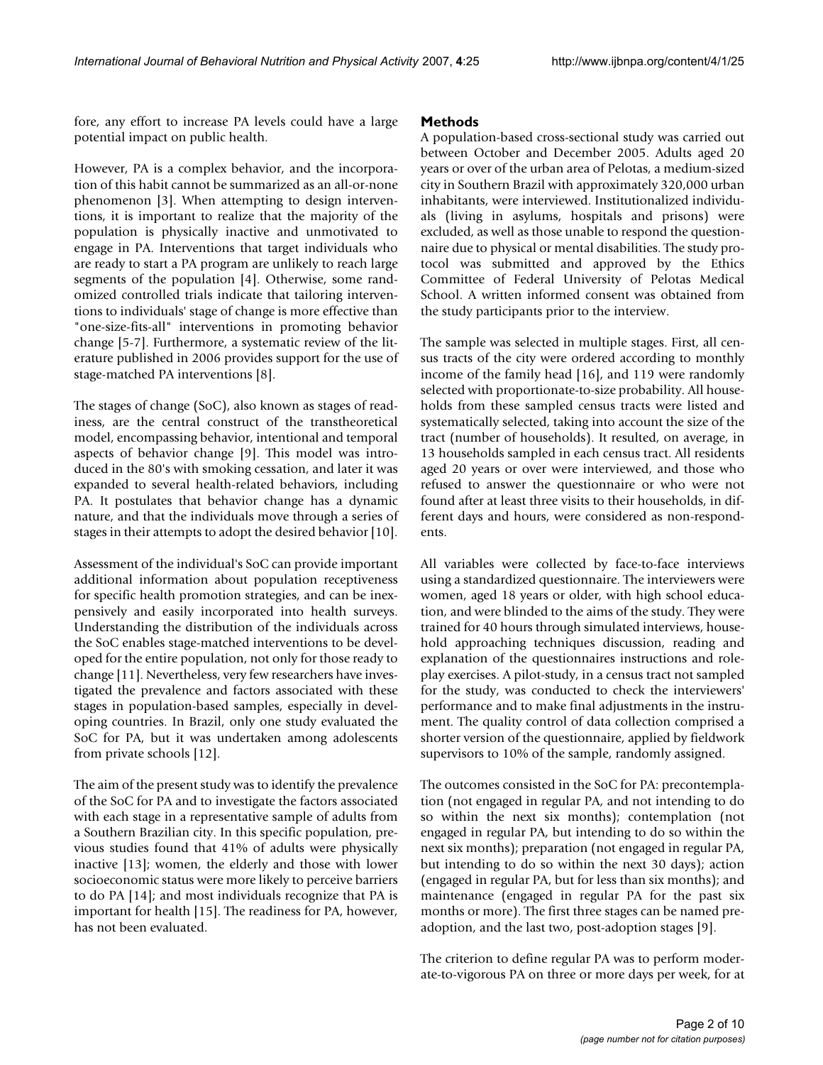fore, any effort to increase PA levels could have a large potential impact on public health.

However, PA is a complex behavior, and the incorporation of this habit cannot be summarized as an all-or-none phenomenon [3]. When attempting to design interventions, it is important to realize that the majority of the population is physically inactive and unmotivated to engage in PA. Interventions that target individuals who are ready to start a PA program are unlikely to reach large segments of the population [4]. Otherwise, some randomized controlled trials indicate that tailoring interventions to individuals' stage of change is more effective than "one-size-fits-all" interventions in promoting behavior change [5-7]. Furthermore, a systematic review of the literature published in 2006 provides support for the use of stage-matched PA interventions [8].

The stages of change (SoC), also known as stages of readiness, are the central construct of the transtheoretical model, encompassing behavior, intentional and temporal aspects of behavior change [9]. This model was introduced in the 80's with smoking cessation, and later it was expanded to several health-related behaviors, including PA. It postulates that behavior change has a dynamic nature, and that the individuals move through a series of stages in their attempts to adopt the desired behavior [10].

Assessment of the individual's SoC can provide important additional information about population receptiveness for specific health promotion strategies, and can be inexpensively and easily incorporated into health surveys. Understanding the distribution of the individuals across the SoC enables stage-matched interventions to be developed for the entire population, not only for those ready to change [11]. Nevertheless, very few researchers have investigated the prevalence and factors associated with these stages in population-based samples, especially in developing countries. In Brazil, only one study evaluated the SoC for PA, but it was undertaken among adolescents from private schools [12].

The aim of the present study was to identify the prevalence of the SoC for PA and to investigate the factors associated with each stage in a representative sample of adults from a Southern Brazilian city. In this specific population, previous studies found that 41% of adults were physically inactive [13]; women, the elderly and those with lower socioeconomic status were more likely to perceive barriers to do PA [14]; and most individuals recognize that PA is important for health [15]. The readiness for PA, however, has not been evaluated.

## Methods

A population-based cross-sectional study was carried out between October and December 2005. Adults aged 20 years or over of the urban area of Pelotas, a medium-sized city in Southern Brazil with approximately 320,000 urban inhabitants, were interviewed. Institutionalized individuals (living in asylums, hospitals and prisons) were excluded, as well as those unable to respond the questionnaire due to physical or mental disabilities. The study protocol was submitted and approved by the Ethics Committee of Federal University of Pelotas Medical School. A written informed consent was obtained from the study participants prior to the interview.

The sample was selected in multiple stages. First, all census tracts of the city were ordered according to monthly income of the family head [16], and 119 were randomly selected with proportionate-to-size probability. All households from these sampled census tracts were listed and systematically selected, taking into account the size of the tract (number of households). It resulted, on average, in 13 households sampled in each census tract. All residents aged 20 years or over were interviewed, and those who refused to answer the questionnaire or who were not found after at least three visits to their households, in different days and hours, were considered as non-respondents.

All variables were collected by face-to-face interviews using a standardized questionnaire. The interviewers were women, aged 18 years or older, with high school education, and were blinded to the aims of the study. They were trained for 40 hours through simulated interviews, household approaching techniques discussion, reading and explanation of the questionnaires instructions and role-play exercises. A pilot-study, in a census tract not sampled for the study, was conducted to check the interviewers' performance and to make final adjustments in the instrument. The quality control of data collection comprised a shorter version of the questionnaire, applied by fieldwork supervisors to 10% of the sample, randomly assigned.

The outcomes consisted in the SoC for PA: precontemplation (not engaged in regular PA, and not intending to do so within the next six months); contemplation (not engaged in regular PA, but intending to do so within the next six months); preparation (not engaged in regular PA, but intending to do so within the next 30 days); action (engaged in regular PA, but for less than six months); and maintenance (engaged in regular PA for the past six months or more). The first three stages can be named pre-adoption, and the last two, post-adoption stages [9].

The criterion to define regular PA was to perform moderate-to-vigorous PA on three or more days per week, for at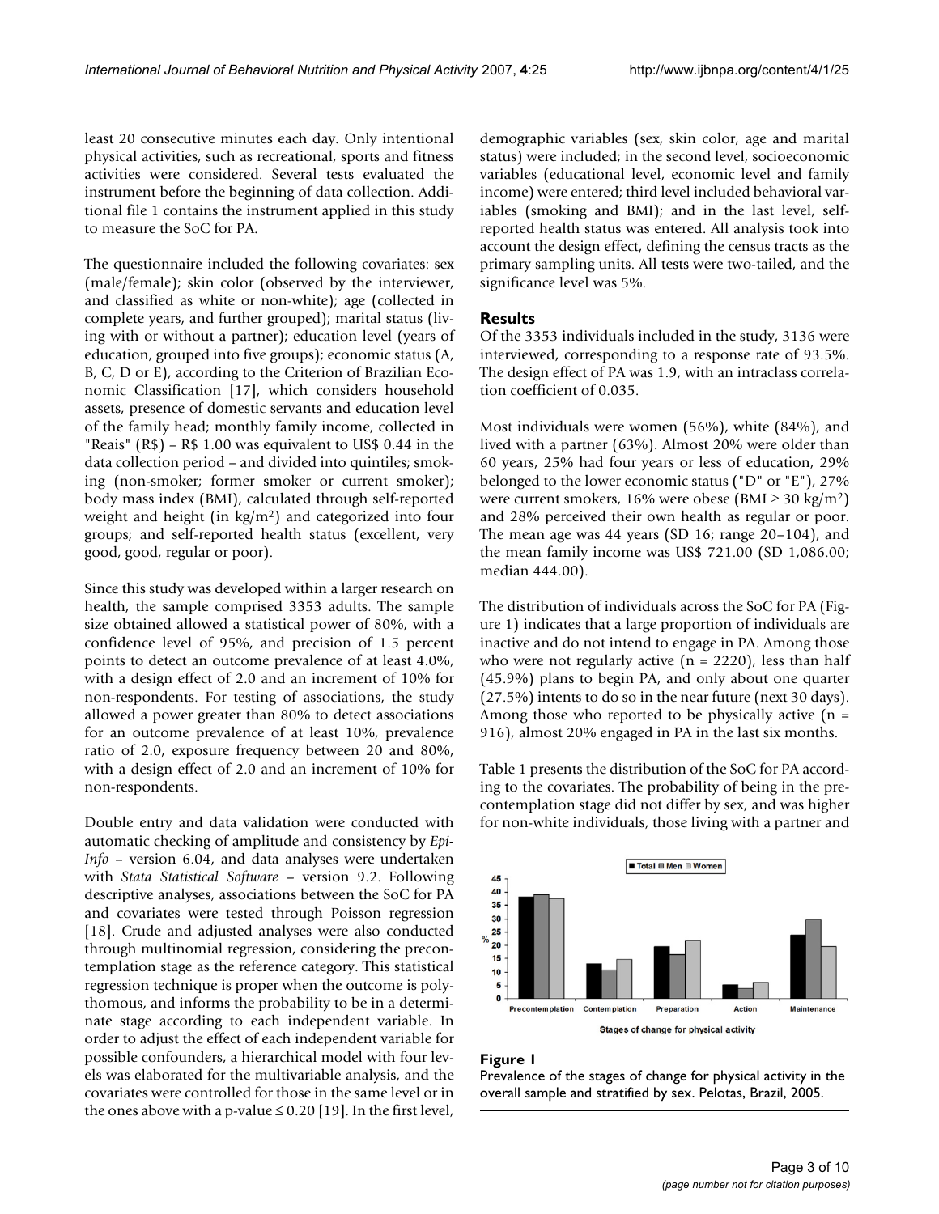least 20 consecutive minutes each day. Only intentional physical activities, such as recreational, sports and fitness activities were considered. Several tests evaluated the instrument before the beginning of data collection. Additional file 1 contains the instrument applied in this study to measure the SoC for PA.

The questionnaire included the following covariates: sex (male/female); skin color (observed by the interviewer, and classified as white or non-white); age (collected in complete years, and further grouped); marital status (living with or without a partner); education level (years of education, grouped into five groups); economic status (A, B, C, D or E), according to the Criterion of Brazilian Economic Classification [17], which considers household assets, presence of domestic servants and education level of the family head; monthly family income, collected in "Reais" (R$) – R$ 1.00 was equivalent to US$ 0.44 in the data collection period – and divided into quintiles; smoking (non-smoker; former smoker or current smoker); body mass index (BMI), calculated through self-reported weight and height (in kg/m$^2$) and categorized into four groups; and self-reported health status (excellent, very good, good, regular or poor).

Since this study was developed within a larger research on health, the sample comprised 3353 adults. The sample size obtained allowed a statistical power of 80%, with a confidence level of 95%, and precision of 1.5 percent points to detect an outcome prevalence of at least 4.0%, with a design effect of 2.0 and an increment of 10% for non-respondents. For testing of associations, the study allowed a power greater than 80% to detect associations for an outcome prevalence of at least 10%, prevalence ratio of 2.0, exposure frequency between 20 and 80%, with a design effect of 2.0 and an increment of 10% for non-respondents.

Double entry and data validation were conducted with automatic checking of amplitude and consistency by *Epi-Info* – version 6.04, and data analyses were undertaken with *Stata Statistical Software* – version 9.2. Following descriptive analyses, associations between the SoC for PA and covariates were tested through Poisson regression [18]. Crude and adjusted analyses were also conducted through multinomial regression, considering the precontemplation stage as the reference category. This statistical regression technique is proper when the outcome is polythomous, and informs the probability to be in a determinate stage according to each independent variable. In order to adjust the effect of each independent variable for possible confounders, a hierarchical model with four levels was elaborated for the multivariable analysis, and the covariates were controlled for those in the same level or in the ones above with a p-value ≤ 0.20 [19]. In the first level, demographic variables (sex, skin color, age and marital status) were included; in the second level, socioeconomic variables (educational level, economic level and family income) were entered; third level included behavioral variables (smoking and BMI); and in the last level, self-reported health status was entered. All analysis took into account the design effect, defining the census tracts as the primary sampling units. All tests were two-tailed, and the significance level was 5%.

## Results

Of the 3353 individuals included in the study, 3136 were interviewed, corresponding to a response rate of 93.5%. The design effect of PA was 1.9, with an intraclass correlation coefficient of 0.035.

Most individuals were women (56%), white (84%), and lived with a partner (63%). Almost 20% were older than 60 years, 25% had four years or less of education, 29% belonged to the lower economic status ("D" or "E"), 27% were current smokers, 16% were obese (BMI ≥ 30 kg/m$^2$) and 28% perceived their own health as regular or poor. The mean age was 44 years (SD 16; range 20–104), and the mean family income was US$ 721.00 (SD 1,086.00; median 444.00).

The distribution of individuals across the SoC for PA (Figure 1) indicates that a large proportion of individuals are inactive and do not intend to engage in PA. Among those who were not regularly active (n = 2220), less than half (45.9%) plans to begin PA, and only about one quarter (27.5%) intents to do so in the near future (next 30 days). Among those who reported to be physically active (n = 916), almost 20% engaged in PA in the last six months.

Table 1 presents the distribution of the SoC for PA according to the covariates. The probability of being in the precontemplation stage did not differ by sex, and was higher for non-white individuals, those living with a partner and

**Figure 1**
Prevalence of the stages of change for physical activity in the overall sample and stratified by sex. Pelotas, Brazil, 2005.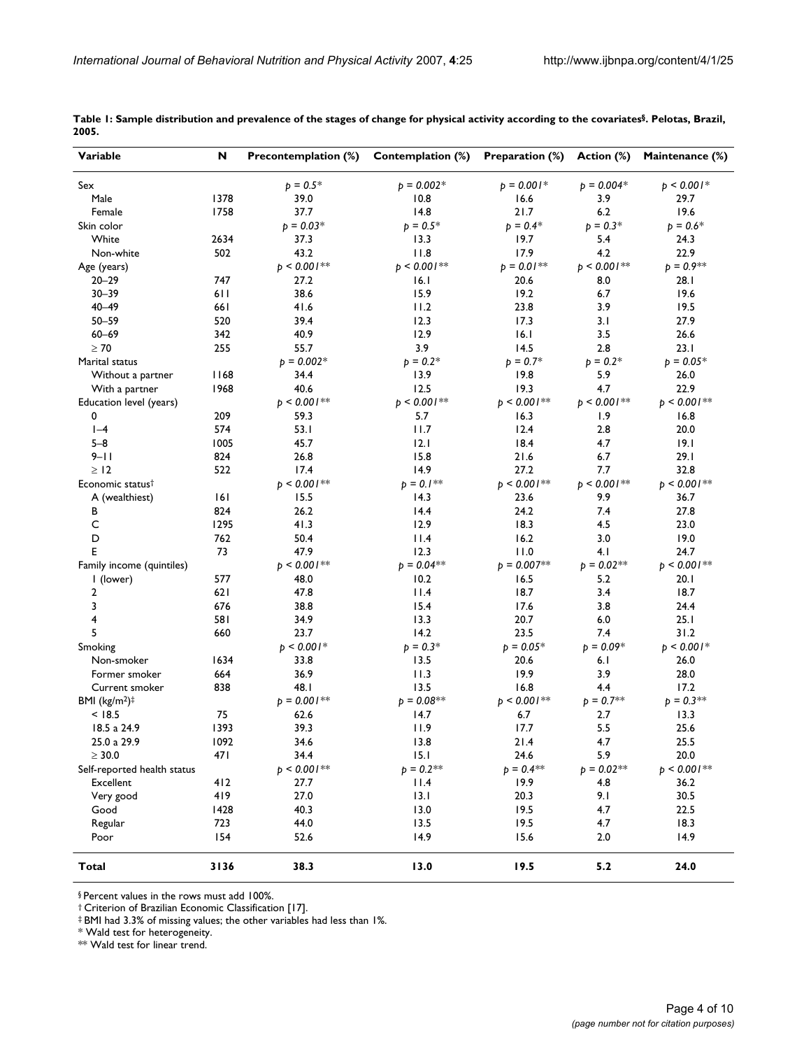**Table 1: Sample distribution and prevalence of the stages of change for physical activity according to the covariates§. Pelotas, Brazil, 2005.**

| Variable | N | Precontemplation (%) | Contemplation (%) | Preparation (%) | Action (%) | Maintenance (%) |
|---|---|---|---|---|---|---|
| Sex | | *p = 0.5** | *p = 0.002** | *p = 0.001** | *p = 0.004** | *p < 0.001** |
| Male | 1378 | 39.0 | 10.8 | 16.6 | 3.9 | 29.7 |
| Female | 1758 | 37.7 | 14.8 | 21.7 | 6.2 | 19.6 |
| Skin color | | *p = 0.03** | *p = 0.5** | *p = 0.4** | *p = 0.3** | *p = 0.6** |
| White | 2634 | 37.3 | 13.3 | 19.7 | 5.4 | 24.3 |
| Non-white | 502 | 43.2 | 11.8 | 17.9 | 4.2 | 22.9 |
| Age (years) | | *p < 0.001*** | *p < 0.001*** | *p = 0.01*** | *p < 0.001*** | *p = 0.9*** |
| 20–29 | 747 | 27.2 | 16.1 | 20.6 | 8.0 | 28.1 |
| 30–39 | 611 | 38.6 | 15.9 | 19.2 | 6.7 | 19.6 |
| 40–49 | 661 | 41.6 | 11.2 | 23.8 | 3.9 | 19.5 |
| 50–59 | 520 | 39.4 | 12.3 | 17.3 | 3.1 | 27.9 |
| 60–69 | 342 | 40.9 | 12.9 | 16.1 | 3.5 | 26.6 |
| ≥ 70 | 255 | 55.7 | 3.9 | 14.5 | 2.8 | 23.1 |
| Marital status | | *p = 0.002** | *p = 0.2** | *p = 0.7** | *p = 0.2** | *p = 0.05** |
| Without a partner | 1168 | 34.4 | 13.9 | 19.8 | 5.9 | 26.0 |
| With a partner | 1968 | 40.6 | 12.5 | 19.3 | 4.7 | 22.9 |
| Education level (years) | | *p < 0.001*** | *p < 0.001*** | *p < 0.001*** | *p < 0.001*** | *p < 0.001*** |
| 0 | 209 | 59.3 | 5.7 | 16.3 | 1.9 | 16.8 |
| 1–4 | 574 | 53.1 | 11.7 | 12.4 | 2.8 | 20.0 |
| 5–8 | 1005 | 45.7 | 12.1 | 18.4 | 4.7 | 19.1 |
| 9–11 | 824 | 26.8 | 15.8 | 21.6 | 6.7 | 29.1 |
| ≥ 12 | 522 | 17.4 | 14.9 | 27.2 | 7.7 | 32.8 |
| Economic status† | | *p < 0.001*** | *p = 0.1*** | *p < 0.001*** | *p < 0.001*** | *p < 0.001*** |
| A (wealthiest) | 161 | 15.5 | 14.3 | 23.6 | 9.9 | 36.7 |
| B | 824 | 26.2 | 14.4 | 24.2 | 7.4 | 27.8 |
| C | 1295 | 41.3 | 12.9 | 18.3 | 4.5 | 23.0 |
| D | 762 | 50.4 | 11.4 | 16.2 | 3.0 | 19.0 |
| E | 73 | 47.9 | 12.3 | 11.0 | 4.1 | 24.7 |
| Family income (quintiles) | | *p < 0.001*** | *p = 0.04*** | *p = 0.007*** | *p = 0.02*** | *p < 0.001*** |
| 1 (lower) | 577 | 48.0 | 10.2 | 16.5 | 5.2 | 20.1 |
| 2 | 621 | 47.8 | 11.4 | 18.7 | 3.4 | 18.7 |
| 3 | 676 | 38.8 | 15.4 | 17.6 | 3.8 | 24.4 |
| 4 | 581 | 34.9 | 13.3 | 20.7 | 6.0 | 25.1 |
| 5 | 660 | 23.7 | 14.2 | 23.5 | 7.4 | 31.2 |
| Smoking | | *p < 0.001** | *p = 0.3** | *p = 0.05** | *p = 0.09** | *p < 0.001** |
| Non-smoker | 1634 | 33.8 | 13.5 | 20.6 | 6.1 | 26.0 |
| Former smoker | 664 | 36.9 | 11.3 | 19.9 | 3.9 | 28.0 |
| Current smoker | 838 | 48.1 | 13.5 | 16.8 | 4.4 | 17.2 |
| BMI (kg/m²)‡ | | *p = 0.001*** | *p = 0.08*** | *p < 0.001*** | *p = 0.7*** | *p = 0.3*** |
| < 18.5 | 75 | 62.6 | 14.7 | 6.7 | 2.7 | 13.3 |
| 18.5 a 24.9 | 1393 | 39.3 | 11.9 | 17.7 | 5.5 | 25.6 |
| 25.0 a 29.9 | 1092 | 34.6 | 13.8 | 21.4 | 4.7 | 25.5 |
| ≥ 30.0 | 471 | 34.4 | 15.1 | 24.6 | 5.9 | 20.0 |
| Self-reported health status | | *p < 0.001*** | *p = 0.2*** | *p = 0.4*** | *p = 0.02*** | *p < 0.001*** |
| Excellent | 412 | 27.7 | 11.4 | 19.9 | 4.8 | 36.2 |
| Very good | 419 | 27.0 | 13.1 | 20.3 | 9.1 | 30.5 |
| Good | 1428 | 40.3 | 13.0 | 19.5 | 4.7 | 22.5 |
| Regular | 723 | 44.0 | 13.5 | 19.5 | 4.7 | 18.3 |
| Poor | 154 | 52.6 | 14.9 | 15.6 | 2.0 | 14.9 |
| **Total** | **3136** | **38.3** | **13.0** | **19.5** | **5.2** | **24.0** |

§ Percent values in the rows must add 100%.
† Criterion of Brazilian Economic Classification [17].
‡ BMI had 3.3% of missing values; the other variables had less than 1%.
* Wald test for heterogeneity.
** Wald test for linear trend.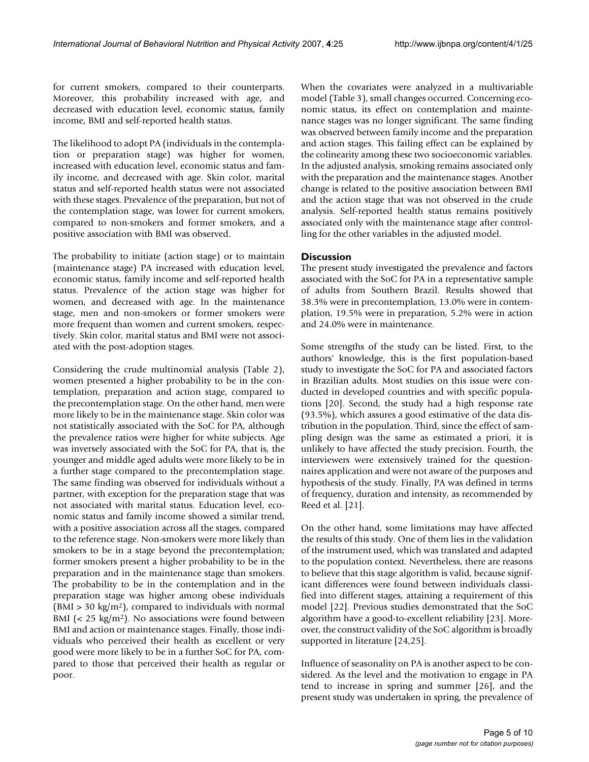for current smokers, compared to their counterparts. Moreover, this probability increased with age, and decreased with education level, economic status, family income, BMI and self-reported health status.

The likelihood to adopt PA (individuals in the contemplation or preparation stage) was higher for women, increased with education level, economic status and family income, and decreased with age. Skin color, marital status and self-reported health status were not associated with these stages. Prevalence of the preparation, but not of the contemplation stage, was lower for current smokers, compared to non-smokers and former smokers, and a positive association with BMI was observed.

The probability to initiate (action stage) or to maintain (maintenance stage) PA increased with education level, economic status, family income and self-reported health status. Prevalence of the action stage was higher for women, and decreased with age. In the maintenance stage, men and non-smokers or former smokers were more frequent than women and current smokers, respectively. Skin color, marital status and BMI were not associated with the post-adoption stages.

Considering the crude multinomial analysis (Table 2), women presented a higher probability to be in the contemplation, preparation and action stage, compared to the precontemplation stage. On the other hand, men were more likely to be in the maintenance stage. Skin color was not statistically associated with the SoC for PA, although the prevalence ratios were higher for white subjects. Age was inversely associated with the SoC for PA, that is, the younger and middle aged adults were more likely to be in a further stage compared to the precontemplation stage. The same finding was observed for individuals without a partner, with exception for the preparation stage that was not associated with marital status. Education level, economic status and family income showed a similar trend, with a positive association across all the stages, compared to the reference stage. Non-smokers were more likely than smokers to be in a stage beyond the precontemplation; former smokers present a higher probability to be in the preparation and in the maintenance stage than smokers. The probability to be in the contemplation and in the preparation stage was higher among obese individuals (BMI > 30 kg/m$^2$), compared to individuals with normal BMI (< 25 kg/m$^2$). No associations were found between BMI and action or maintenance stages. Finally, those individuals who perceived their health as excellent or very good were more likely to be in a further SoC for PA, compared to those that perceived their health as regular or poor.

When the covariates were analyzed in a multivariable model (Table 3), small changes occurred. Concerning economic status, its effect on contemplation and maintenance stages was no longer significant. The same finding was observed between family income and the preparation and action stages. This failing effect can be explained by the colinearity among these two socioeconomic variables. In the adjusted analysis, smoking remains associated only with the preparation and the maintenance stages. Another change is related to the positive association between BMI and the action stage that was not observed in the crude analysis. Self-reported health status remains positively associated only with the maintenance stage after controlling for the other variables in the adjusted model.

## Discussion

The present study investigated the prevalence and factors associated with the SoC for PA in a representative sample of adults from Southern Brazil. Results showed that 38.3% were in precontemplation, 13.0% were in contemplation, 19.5% were in preparation, 5.2% were in action and 24.0% were in maintenance.

Some strengths of the study can be listed. First, to the authors' knowledge, this is the first population-based study to investigate the SoC for PA and associated factors in Brazilian adults. Most studies on this issue were conducted in developed countries and with specific populations [20]. Second, the study had a high response rate (93.5%), which assures a good estimative of the data distribution in the population. Third, since the effect of sampling design was the same as estimated a priori, it is unlikely to have affected the study precision. Fourth, the interviewers were extensively trained for the questionnaires application and were not aware of the purposes and hypothesis of the study. Finally, PA was defined in terms of frequency, duration and intensity, as recommended by Reed et al. [21].

On the other hand, some limitations may have affected the results of this study. One of them lies in the validation of the instrument used, which was translated and adapted to the population context. Nevertheless, there are reasons to believe that this stage algorithm is valid, because significant differences were found between individuals classified into different stages, attaining a requirement of this model [22]. Previous studies demonstrated that the SoC algorithm have a good-to-excellent reliability [23]. Moreover, the construct validity of the SoC algorithm is broadly supported in literature [24,25].

Influence of seasonality on PA is another aspect to be considered. As the level and the motivation to engage in PA tend to increase in spring and summer [26], and the present study was undertaken in spring, the prevalence of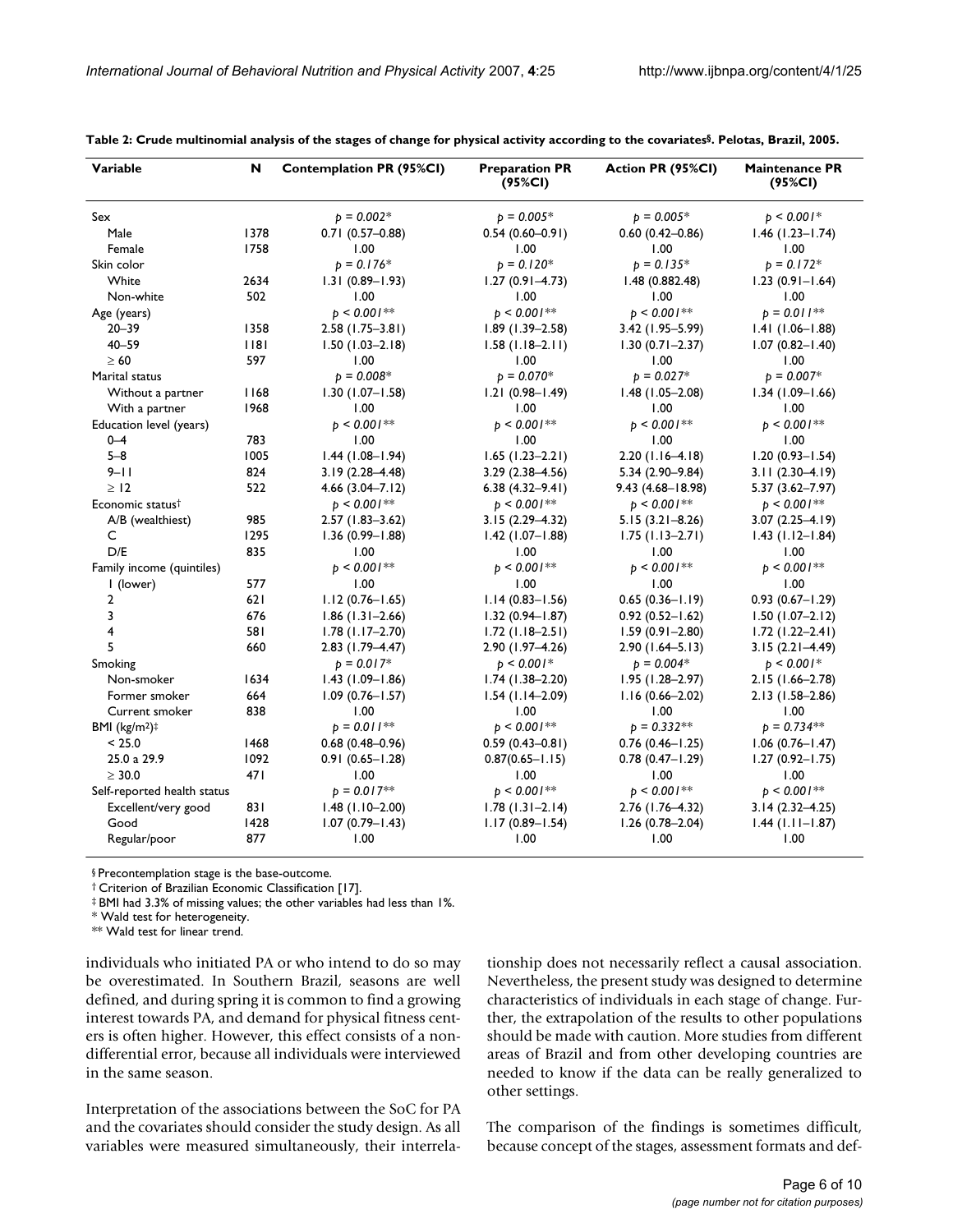**Table 2: Crude multinomial analysis of the stages of change for physical activity according to the covariates§. Pelotas, Brazil, 2005.**

| Variable | N | Contemplation PR (95%CI) | Preparation PR (95%CI) | Action PR (95%CI) | Maintenance PR (95%CI) |
|---|---|---|---|---|---|
| Sex | | *p = 0.002** | *p = 0.005** | *p = 0.005** | *p < 0.001** |
| Male | 1378 | 0.71 (0.57–0.88) | 0.54 (0.60–0.91) | 0.60 (0.42–0.86) | 1.46 (1.23–1.74) |
| Female | 1758 | 1.00 | 1.00 | 1.00 | 1.00 |
| Skin color | | *p = 0.176** | *p = 0.120** | *p = 0.135** | *p = 0.172** |
| White | 2634 | 1.31 (0.89–1.93) | 1.27 (0.91–4.73) | 1.48 (0.882.48) | 1.23 (0.91–1.64) |
| Non-white | 502 | 1.00 | 1.00 | 1.00 | 1.00 |
| Age (years) | | *p < 0.001*** | *p < 0.001*** | *p < 0.001*** | *p = 0.011*** |
| 20–39 | 1358 | 2.58 (1.75–3.81) | 1.89 (1.39–2.58) | 3.42 (1.95–5.99) | 1.41 (1.06–1.88) |
| 40–59 | 1181 | 1.50 (1.03–2.18) | 1.58 (1.18–2.11) | 1.30 (0.71–2.37) | 1.07 (0.82–1.40) |
| ≥ 60 | 597 | 1.00 | 1.00 | 1.00 | 1.00 |
| Marital status | | *p = 0.008** | *p = 0.070** | *p = 0.027** | *p = 0.007** |
| Without a partner | 1168 | 1.30 (1.07–1.58) | 1.21 (0.98–1.49) | 1.48 (1.05–2.08) | 1.34 (1.09–1.66) |
| With a partner | 1968 | 1.00 | 1.00 | 1.00 | 1.00 |
| Education level (years) | | *p < 0.001*** | *p < 0.001*** | *p < 0.001*** | *p < 0.001*** |
| 0–4 | 783 | 1.00 | 1.00 | 1.00 | 1.00 |
| 5–8 | 1005 | 1.44 (1.08–1.94) | 1.65 (1.23–2.21) | 2.20 (1.16–4.18) | 1.20 (0.93–1.54) |
| 9–11 | 824 | 3.19 (2.28–4.48) | 3.29 (2.38–4.56) | 5.34 (2.90–9.84) | 3.11 (2.30–4.19) |
| ≥ 12 | 522 | 4.66 (3.04–7.12) | 6.38 (4.32–9.41) | 9.43 (4.68–18.98) | 5.37 (3.62–7.97) |
| Economic status† | | *p < 0.001*** | *p < 0.001*** | *p < 0.001*** | *p < 0.001*** |
| A/B (wealthiest) | 985 | 2.57 (1.83–3.62) | 3.15 (2.29–4.32) | 5.15 (3.21–8.26) | 3.07 (2.25–4.19) |
| C | 1295 | 1.36 (0.99–1.88) | 1.42 (1.07–1.88) | 1.75 (1.13–2.71) | 1.43 (1.12–1.84) |
| D/E | 835 | 1.00 | 1.00 | 1.00 | 1.00 |
| Family income (quintiles) | | *p < 0.001*** | *p < 0.001*** | *p < 0.001*** | *p < 0.001*** |
| 1 (lower) | 577 | 1.00 | 1.00 | 1.00 | 1.00 |
| 2 | 621 | 1.12 (0.76–1.65) | 1.14 (0.83–1.56) | 0.65 (0.36–1.19) | 0.93 (0.67–1.29) |
| 3 | 676 | 1.86 (1.31–2.66) | 1.32 (0.94–1.87) | 0.92 (0.52–1.62) | 1.50 (1.07–2.12) |
| 4 | 581 | 1.78 (1.17–2.70) | 1.72 (1.18–2.51) | 1.59 (0.91–2.80) | 1.72 (1.22–2.41) |
| 5 | 660 | 2.83 (1.79–4.47) | 2.90 (1.97–4.26) | 2.90 (1.64–5.13) | 3.15 (2.21–4.49) |
| Smoking | | *p = 0.017** | *p < 0.001** | *p = 0.004** | *p < 0.001** |
| Non-smoker | 1634 | 1.43 (1.09–1.86) | 1.74 (1.38–2.20) | 1.95 (1.28–2.97) | 2.15 (1.66–2.78) |
| Former smoker | 664 | 1.09 (0.76–1.57) | 1.54 (1.14–2.09) | 1.16 (0.66–2.02) | 2.13 (1.58–2.86) |
| Current smoker | 838 | 1.00 | 1.00 | 1.00 | 1.00 |
| BMI (kg/m²)‡ | | *p = 0.011*** | *p < 0.001*** | *p = 0.332*** | *p = 0.734*** |
| < 25.0 | 1468 | 0.68 (0.48–0.96) | 0.59 (0.43–0.81) | 0.76 (0.46–1.25) | 1.06 (0.76–1.47) |
| 25.0 a 29.9 | 1092 | 0.91 (0.65–1.28) | 0.87(0.65–1.15) | 0.78 (0.47–1.29) | 1.27 (0.92–1.75) |
| ≥ 30.0 | 471 | 1.00 | 1.00 | 1.00 | 1.00 |
| Self-reported health status | | *p = 0.017*** | *p < 0.001*** | *p < 0.001*** | *p < 0.001*** |
| Excellent/very good | 831 | 1.48 (1.10–2.00) | 1.78 (1.31–2.14) | 2.76 (1.76–4.32) | 3.14 (2.32–4.25) |
| Good | 1428 | 1.07 (0.79–1.43) | 1.17 (0.89–1.54) | 1.26 (0.78–2.04) | 1.44 (1.11–1.87) |
| Regular/poor | 877 | 1.00 | 1.00 | 1.00 | 1.00 |

§ Precontemplation stage is the base-outcome.
† Criterion of Brazilian Economic Classification [17].
‡ BMI had 3.3% of missing values; the other variables had less than 1%.
\* Wald test for heterogeneity.
\** Wald test for linear trend.

individuals who initiated PA or who intend to do so may be overestimated. In Southern Brazil, seasons are well defined, and during spring it is common to find a growing interest towards PA, and demand for physical fitness centers is often higher. However, this effect consists of a non-differential error, because all individuals were interviewed in the same season.

Interpretation of the associations between the SoC for PA and the covariates should consider the study design. As all variables were measured simultaneously, their interrelationship does not necessarily reflect a causal association. Nevertheless, the present study was designed to determine characteristics of individuals in each stage of change. Further, the extrapolation of the results to other populations should be made with caution. More studies from different areas of Brazil and from other developing countries are needed to know if the data can be really generalized to other settings.

The comparison of the findings is sometimes difficult, because concept of the stages, assessment formats and def-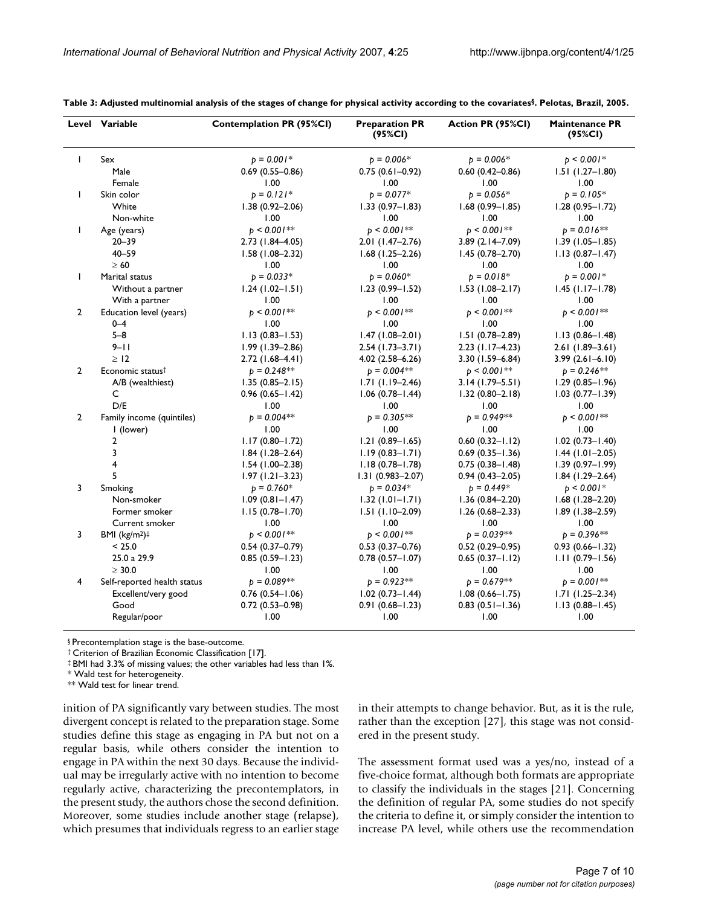**Table 3: Adjusted multinomial analysis of the stages of change for physical activity according to the covariates[§]. Pelotas, Brazil, 2005.**

| Level | Variable | Contemplation PR (95%CI) | Preparation PR (95%CI) | Action PR (95%CI) | Maintenance PR (95%CI) |
|---|---|---|---|---|---|
| 1 | Sex | *p = 0.001** | *p = 0.006** | *p = 0.006** | *p < 0.001** |
| | Male | 0.69 (0.55–0.86) | 0.75 (0.61–0.92) | 0.60 (0.42–0.86) | 1.51 (1.27–1.80) |
| | Female | 1.00 | 1.00 | 1.00 | 1.00 |
| 1 | Skin color | *p = 0.121** | *p = 0.077** | *p = 0.056** | *p = 0.105** |
| | White | 1.38 (0.92–2.06) | 1.33 (0.97–1.83) | 1.68 (0.99–1.85) | 1.28 (0.95–1.72) |
| | Non-white | 1.00 | 1.00 | 1.00 | 1.00 |
| 1 | Age (years) | *p < 0.001*** | *p < 0.001*** | *p < 0.001*** | *p = 0.016*** |
| | 20–39 | 2.73 (1.84–4.05) | 2.01 (1.47–2.76) | 3.89 (2.14–7.09) | 1.39 (1.05–1.85) |
| | 40–59 | 1.58 (1.08–2.32) | 1.68 (1.25–2.26) | 1.45 (0.78–2.70) | 1.13 (0.87–1.47) |
| | ≥ 60 | 1.00 | 1.00 | 1.00 | 1.00 |
| 1 | Marital status | *p = 0.033** | *p = 0.060** | *p = 0.018** | *p = 0.001** |
| | Without a partner | 1.24 (1.02–1.51) | 1.23 (0.99–1.52) | 1.53 (1.08–2.17) | 1.45 (1.17–1.78) |
| | With a partner | 1.00 | 1.00 | 1.00 | 1.00 |
| 2 | Education level (years) | *p < 0.001*** | *p < 0.001*** | *p < 0.001*** | *p < 0.001*** |
| | 0–4 | 1.00 | 1.00 | 1.00 | 1.00 |
| | 5–8 | 1.13 (0.83–1.53) | 1.47 (1.08–2.01) | 1.51 (0.78–2.89) | 1.13 (0.86–1.48) |
| | 9–11 | 1.99 (1.39–2.86) | 2.54 (1.73–3.71) | 2.23 (1.17–4.23) | 2.61 (1.89–3.61) |
| | ≥ 12 | 2.72 (1.68–4.41) | 4.02 (2.58–6.26) | 3.30 (1.59–6.84) | 3.99 (2.61–6.10) |
| 2 | Economic status[†] | *p = 0.248*** | *p = 0.004*** | *p < 0.001*** | *p = 0.246*** |
| | A/B (wealthiest) | 1.35 (0.85–2.15) | 1.71 (1.19–2.46) | 3.14 (1.79–5.51) | 1.29 (0.85–1.96) |
| | C | 0.96 (0.65–1.42) | 1.06 (0.78–1.44) | 1.32 (0.80–2.18) | 1.03 (0.77–1.39) |
| | D/E | 1.00 | 1.00 | 1.00 | 1.00 |
| 2 | Family income (quintiles) | *p = 0.004*** | *p = 0.305*** | *p = 0.949*** | *p < 0.001*** |
| | 1 (lower) | 1.00 | 1.00 | 1.00 | 1.00 |
| | 2 | 1.17 (0.80–1.72) | 1.21 (0.89–1.65) | 0.60 (0.32–1.12) | 1.02 (0.73–1.40) |
| | 3 | 1.84 (1.28–2.64) | 1.19 (0.83–1.71) | 0.69 (0.35–1.36) | 1.44 (1.01–2.05) |
| | 4 | 1.54 (1.00–2.38) | 1.18 (0.78–1.78) | 0.75 (0.38–1.48) | 1.39 (0.97–1.99) |
| | 5 | 1.97 (1.21–3.23) | 1.31 (0.983–2.07) | 0.94 (0.43–2.05) | 1.84 (1.29–2.64) |
| 3 | Smoking | *p = 0.760** | *p = 0.034** | *p = 0.449** | *p < 0.001** |
| | Non-smoker | 1.09 (0.81–1.47) | 1.32 (1.01–1.71) | 1.36 (0.84–2.20) | 1.68 (1.28–2.20) |
| | Former smoker | 1.15 (0.78–1.70) | 1.51 (1.10–2.09) | 1.26 (0.68–2.33) | 1.89 (1.38–2.59) |
| | Current smoker | 1.00 | 1.00 | 1.00 | 1.00 |
| 3 | BMI (kg/m²)[‡] | *p < 0.001*** | *p < 0.001*** | *p = 0.039*** | *p = 0.396*** |
| | < 25.0 | 0.54 (0.37–0.79) | 0.53 (0.37–0.76) | 0.52 (0.29–0.95) | 0.93 (0.66–1.32) |
| | 25.0 a 29.9 | 0.85 (0.59–1.23) | 0.78 (0.57–1.07) | 0.65 (0.37–1.12) | 1.11 (0.79–1.56) |
| | ≥ 30.0 | 1.00 | 1.00 | 1.00 | 1.00 |
| 4 | Self-reported health status | *p = 0.089*** | *p = 0.923*** | *p = 0.679*** | *p = 0.001*** |
| | Excellent/very good | 0.76 (0.54–1.06) | 1.02 (0.73–1.44) | 1.08 (0.66–1.75) | 1.71 (1.25–2.34) |
| | Good | 0.72 (0.53–0.98) | 0.91 (0.68–1.23) | 0.83 (0.51–1.36) | 1.13 (0.88–1.45) |
| | Regular/poor | 1.00 | 1.00 | 1.00 | 1.00 |

§ Precontemplation stage is the base-outcome.
† Criterion of Brazilian Economic Classification [17].
‡ BMI had 3.3% of missing values; the other variables had less than 1%.
\* Wald test for heterogeneity.
\*\* Wald test for linear trend.

inition of PA significantly vary between studies. The most divergent concept is related to the preparation stage. Some studies define this stage as engaging in PA but not on a regular basis, while others consider the intention to engage in PA within the next 30 days. Because the individual may be irregularly active with no intention to become regularly active, characterizing the precontemplators, in the present study, the authors chose the second definition. Moreover, some studies include another stage (relapse), which presumes that individuals regress to an earlier stage in their attempts to change behavior. But, as it is the rule, rather than the exception [27], this stage was not considered in the present study.

The assessment format used was a yes/no, instead of a five-choice format, although both formats are appropriate to classify the individuals in the stages [21]. Concerning the definition of regular PA, some studies do not specify the criteria to define it, or simply consider the intention to increase PA level, while others use the recommendation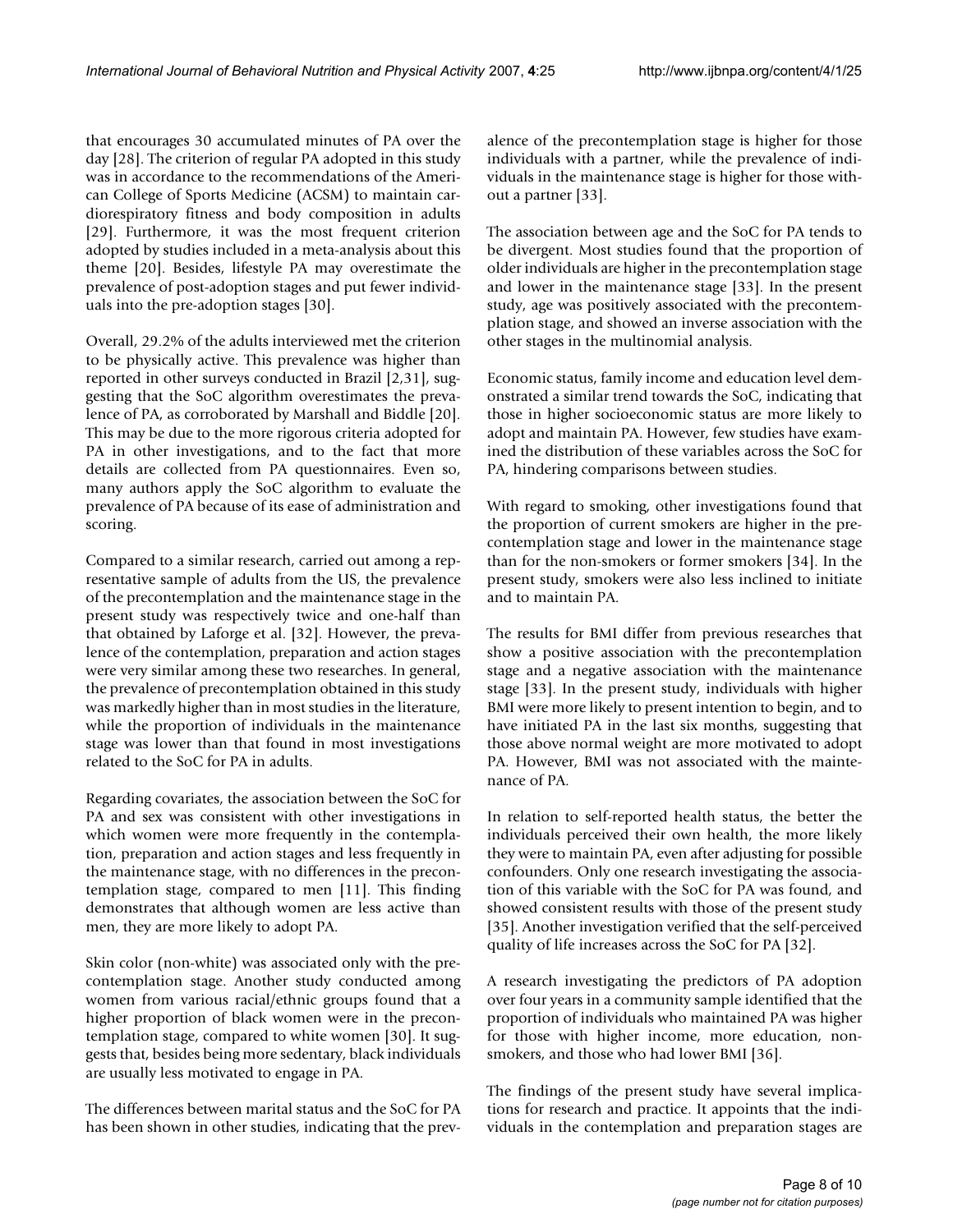that encourages 30 accumulated minutes of PA over the day [28]. The criterion of regular PA adopted in this study was in accordance to the recommendations of the American College of Sports Medicine (ACSM) to maintain cardiorespiratory fitness and body composition in adults [29]. Furthermore, it was the most frequent criterion adopted by studies included in a meta-analysis about this theme [20]. Besides, lifestyle PA may overestimate the prevalence of post-adoption stages and put fewer individuals into the pre-adoption stages [30].

Overall, 29.2% of the adults interviewed met the criterion to be physically active. This prevalence was higher than reported in other surveys conducted in Brazil [2,31], suggesting that the SoC algorithm overestimates the prevalence of PA, as corroborated by Marshall and Biddle [20]. This may be due to the more rigorous criteria adopted for PA in other investigations, and to the fact that more details are collected from PA questionnaires. Even so, many authors apply the SoC algorithm to evaluate the prevalence of PA because of its ease of administration and scoring.

Compared to a similar research, carried out among a representative sample of adults from the US, the prevalence of the precontemplation and the maintenance stage in the present study was respectively twice and one-half than that obtained by Laforge et al. [32]. However, the prevalence of the contemplation, preparation and action stages were very similar among these two researches. In general, the prevalence of precontemplation obtained in this study was markedly higher than in most studies in the literature, while the proportion of individuals in the maintenance stage was lower than that found in most investigations related to the SoC for PA in adults.

Regarding covariates, the association between the SoC for PA and sex was consistent with other investigations in which women were more frequently in the contemplation, preparation and action stages and less frequently in the maintenance stage, with no differences in the precontemplation stage, compared to men [11]. This finding demonstrates that although women are less active than men, they are more likely to adopt PA.

Skin color (non-white) was associated only with the precontemplation stage. Another study conducted among women from various racial/ethnic groups found that a higher proportion of black women were in the precontemplation stage, compared to white women [30]. It suggests that, besides being more sedentary, black individuals are usually less motivated to engage in PA.

The differences between marital status and the SoC for PA has been shown in other studies, indicating that the prevalence of the precontemplation stage is higher for those individuals with a partner, while the prevalence of individuals in the maintenance stage is higher for those without a partner [33].

The association between age and the SoC for PA tends to be divergent. Most studies found that the proportion of older individuals are higher in the precontemplation stage and lower in the maintenance stage [33]. In the present study, age was positively associated with the precontemplation stage, and showed an inverse association with the other stages in the multinomial analysis.

Economic status, family income and education level demonstrated a similar trend towards the SoC, indicating that those in higher socioeconomic status are more likely to adopt and maintain PA. However, few studies have examined the distribution of these variables across the SoC for PA, hindering comparisons between studies.

With regard to smoking, other investigations found that the proportion of current smokers are higher in the precontemplation stage and lower in the maintenance stage than for the non-smokers or former smokers [34]. In the present study, smokers were also less inclined to initiate and to maintain PA.

The results for BMI differ from previous researches that show a positive association with the precontemplation stage and a negative association with the maintenance stage [33]. In the present study, individuals with higher BMI were more likely to present intention to begin, and to have initiated PA in the last six months, suggesting that those above normal weight are more motivated to adopt PA. However, BMI was not associated with the maintenance of PA.

In relation to self-reported health status, the better the individuals perceived their own health, the more likely they were to maintain PA, even after adjusting for possible confounders. Only one research investigating the association of this variable with the SoC for PA was found, and showed consistent results with those of the present study [35]. Another investigation verified that the self-perceived quality of life increases across the SoC for PA [32].

A research investigating the predictors of PA adoption over four years in a community sample identified that the proportion of individuals who maintained PA was higher for those with higher income, more education, non-smokers, and those who had lower BMI [36].

The findings of the present study have several implications for research and practice. It appoints that the individuals in the contemplation and preparation stages are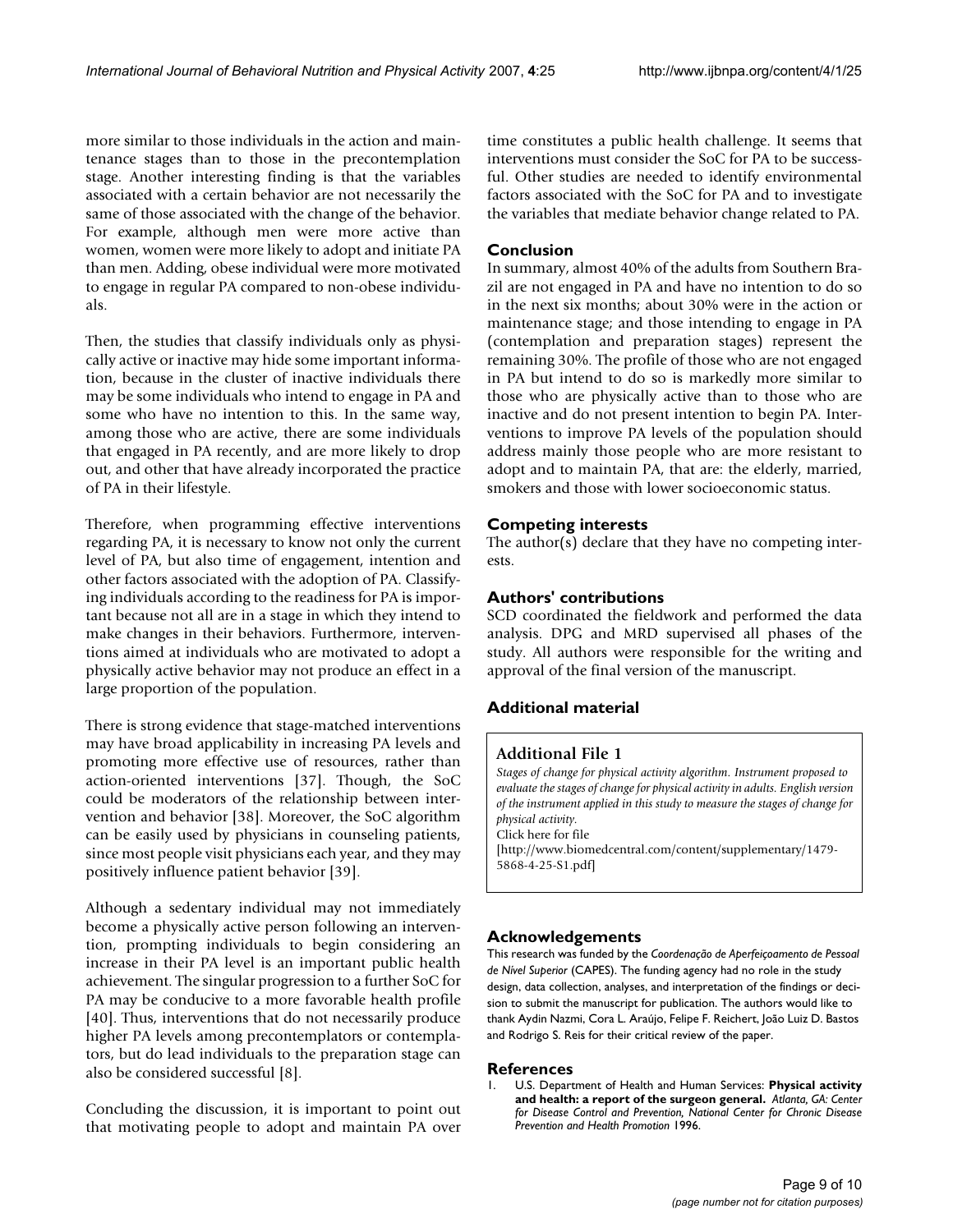more similar to those individuals in the action and maintenance stages than to those in the precontemplation stage. Another interesting finding is that the variables associated with a certain behavior are not necessarily the same of those associated with the change of the behavior. For example, although men were more active than women, women were more likely to adopt and initiate PA than men. Adding, obese individual were more motivated to engage in regular PA compared to non-obese individuals.

Then, the studies that classify individuals only as physically active or inactive may hide some important information, because in the cluster of inactive individuals there may be some individuals who intend to engage in PA and some who have no intention to this. In the same way, among those who are active, there are some individuals that engaged in PA recently, and are more likely to drop out, and other that have already incorporated the practice of PA in their lifestyle.

Therefore, when programming effective interventions regarding PA, it is necessary to know not only the current level of PA, but also time of engagement, intention and other factors associated with the adoption of PA. Classifying individuals according to the readiness for PA is important because not all are in a stage in which they intend to make changes in their behaviors. Furthermore, interventions aimed at individuals who are motivated to adopt a physically active behavior may not produce an effect in a large proportion of the population.

There is strong evidence that stage-matched interventions may have broad applicability in increasing PA levels and promoting more effective use of resources, rather than action-oriented interventions [37]. Though, the SoC could be moderators of the relationship between intervention and behavior [38]. Moreover, the SoC algorithm can be easily used by physicians in counseling patients, since most people visit physicians each year, and they may positively influence patient behavior [39].

Although a sedentary individual may not immediately become a physically active person following an intervention, prompting individuals to begin considering an increase in their PA level is an important public health achievement. The singular progression to a further SoC for PA may be conducive to a more favorable health profile [40]. Thus, interventions that do not necessarily produce higher PA levels among precontemplators or contemplators, but do lead individuals to the preparation stage can also be considered successful [8].

Concluding the discussion, it is important to point out that motivating people to adopt and maintain PA over time constitutes a public health challenge. It seems that interventions must consider the SoC for PA to be successful. Other studies are needed to identify environmental factors associated with the SoC for PA and to investigate the variables that mediate behavior change related to PA.

## Conclusion

In summary, almost 40% of the adults from Southern Brazil are not engaged in PA and have no intention to do so in the next six months; about 30% were in the action or maintenance stage; and those intending to engage in PA (contemplation and preparation stages) represent the remaining 30%. The profile of those who are not engaged in PA but intend to do so is markedly more similar to those who are physically active than to those who are inactive and do not present intention to begin PA. Interventions to improve PA levels of the population should address mainly those people who are more resistant to adopt and to maintain PA, that are: the elderly, married, smokers and those with lower socioeconomic status.

## Competing interests

The author(s) declare that they have no competing interests.

## Authors' contributions

SCD coordinated the fieldwork and performed the data analysis. DPG and MRD supervised all phases of the study. All authors were responsible for the writing and approval of the final version of the manuscript.

## Additional material

**Additional File 1**

*Stages of change for physical activity algorithm. Instrument proposed to evaluate the stages of change for physical activity in adults. English version of the instrument applied in this study to measure the stages of change for physical activity.*
Click here for file
[http://www.biomedcentral.com/content/supplementary/1479-5868-4-25-S1.pdf]

## Acknowledgements

This research was funded by the *Coordenação de Aperfeiçoamento de Pessoal de Nível Superior* (CAPES). The funding agency had no role in the study design, data collection, analyses, and interpretation of the findings or decision to submit the manuscript for publication. The authors would like to thank Aydin Nazmi, Cora L. Araújo, Felipe F. Reichert, João Luiz D. Bastos and Rodrigo S. Reis for their critical review of the paper.

## References

1. U.S. Department of Health and Human Services: **Physical activity and health: a report of the surgeon general.** *Atlanta, GA: Center for Disease Control and Prevention, National Center for Chronic Disease Prevention and Health Promotion* 1996.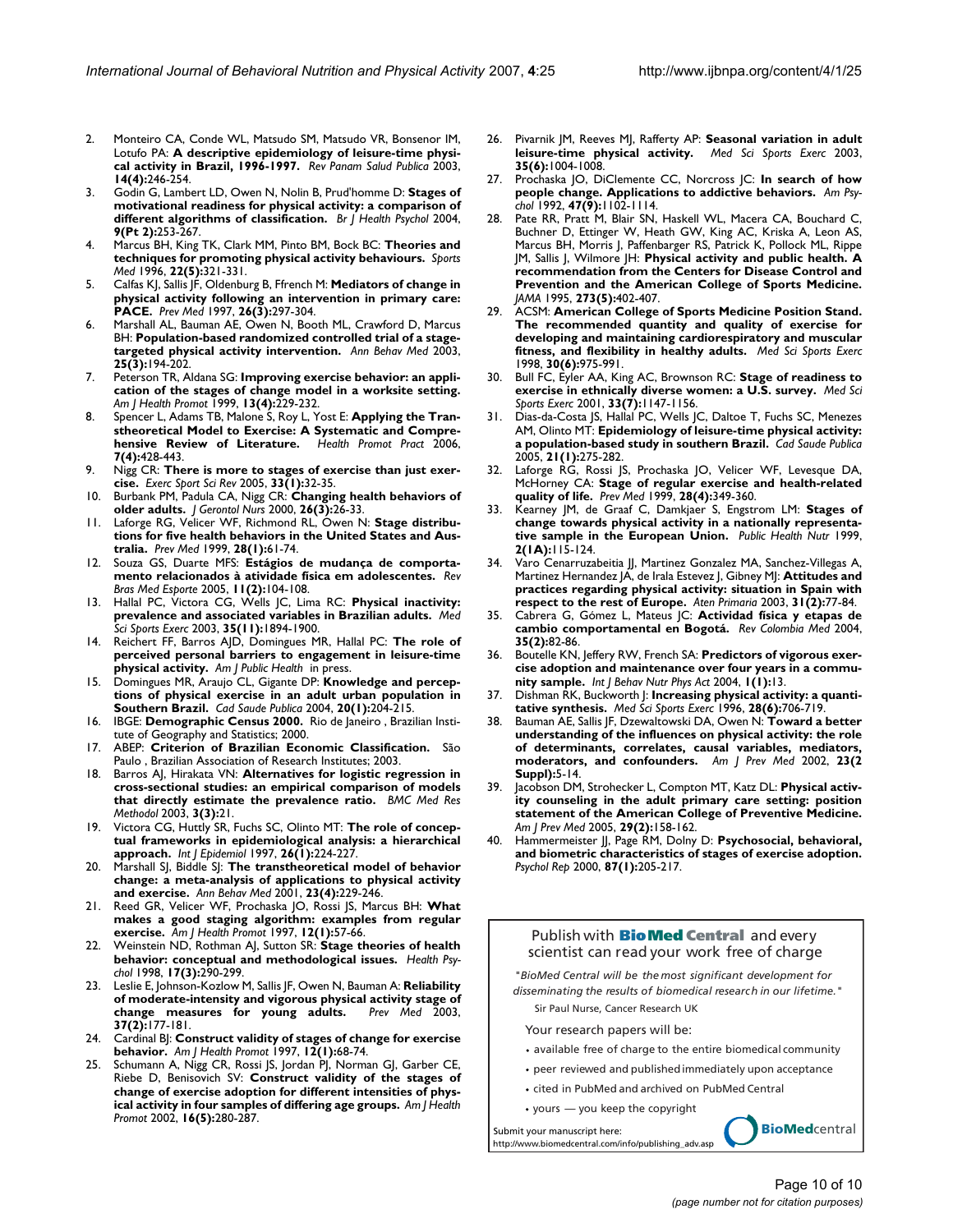2. Monteiro CA, Conde WL, Matsudo SM, Matsudo VR, Bonsenor IM, Lotufo PA: **A descriptive epidemiology of leisure-time physical activity in Brazil, 1996-1997.** *Rev Panam Salud Publica* 2003, **14(4):**246-254.
3. Godin G, Lambert LD, Owen N, Nolin B, Prud'homme D: **Stages of motivational readiness for physical activity: a comparison of different algorithms of classification.** *Br J Health Psychol* 2004, **9(Pt 2):**253-267.
4. Marcus BH, King TK, Clark MM, Pinto BM, Bock BC: **Theories and techniques for promoting physical activity behaviours.** *Sports Med* 1996, **22(5):**321-331.
5. Calfas KJ, Sallis JF, Oldenburg B, Ffrench M: **Mediators of change in physical activity following an intervention in primary care: PACE.** *Prev Med* 1997, **26(3):**297-304.
6. Marshall AL, Bauman AE, Owen N, Booth ML, Crawford D, Marcus BH: **Population-based randomized controlled trial of a stage-targeted physical activity intervention.** *Ann Behav Med* 2003, **25(3):**194-202.
7. Peterson TR, Aldana SG: **Improving exercise behavior: an application of the stages of change model in a worksite setting.** *Am J Health Promot* 1999, **13(4):**229-232.
8. Spencer L, Adams TB, Malone S, Roy L, Yost E: **Applying the Transtheoretical Model to Exercise: A Systematic and Comprehensive Review of Literature.** *Health Promot Pract* 2006, **7(4):**428-443.
9. Nigg CR: **There is more to stages of exercise than just exercise.** *Exerc Sport Sci Rev* 2005, **33(1):**32-35.
10. Burbank PM, Padula CA, Nigg CR: **Changing health behaviors of older adults.** *J Gerontol Nurs* 2000, **26(3):**26-33.
11. Laforge RG, Velicer WF, Richmond RL, Owen N: **Stage distributions for five health behaviors in the United States and Australia.** *Prev Med* 1999, **28(1):**61-74.
12. Souza GS, Duarte MFS: **Estágios de mudança de comportamento relacionados à atividade física em adolescentes.** *Rev Bras Med Esporte* 2005, **11(2):**104-108.
13. Hallal PC, Victora CG, Wells JC, Lima RC: **Physical inactivity: prevalence and associated variables in Brazilian adults.** *Med Sci Sports Exerc* 2003, **35(11):**1894-1900.
14. Reichert FF, Barros AJD, Domingues MR, Hallal PC: **The role of perceived personal barriers to engagement in leisure-time physical activity.** *Am J Public Health* in press.
15. Domingues MR, Araujo CL, Gigante DP: **Knowledge and perceptions of physical exercise in an adult urban population in Southern Brazil.** *Cad Saude Publica* 2004, **20(1):**204-215.
16. IBGE: **Demographic Census 2000.** Rio de Janeiro , Brazilian Institute of Geography and Statistics; 2000.
17. ABEP: **Criterion of Brazilian Economic Classification.** São Paulo , Brazilian Association of Research Institutes; 2003.
18. Barros AJ, Hirakata VN: **Alternatives for logistic regression in cross-sectional studies: an empirical comparison of models that directly estimate the prevalence ratio.** *BMC Med Res Methodol* 2003, **3(3):**21.
19. Victora CG, Huttly SR, Fuchs SC, Olinto MT: **The role of conceptual frameworks in epidemiological analysis: a hierarchical approach.** *Int J Epidemiol* 1997, **26(1):**224-227.
20. Marshall SJ, Biddle SJ: **The transtheoretical model of behavior change: a meta-analysis of applications to physical activity and exercise.** *Ann Behav Med* 2001, **23(4):**229-246.
21. Reed GR, Velicer WF, Prochaska JO, Rossi JS, Marcus BH: **What makes a good staging algorithm: examples from regular exercise.** *Am J Health Promot* 1997, **12(1):**57-66.
22. Weinstein ND, Rothman AJ, Sutton SR: **Stage theories of health behavior: conceptual and methodological issues.** *Health Psychol* 1998, **17(3):**290-299.
23. Leslie E, Johnson-Kozlow M, Sallis JF, Owen N, Bauman A: **Reliability of moderate-intensity and vigorous physical activity stage of change measures for young adults.** *Prev Med* 2003, **37(2):**177-181.
24. Cardinal BJ: **Construct validity of stages of change for exercise behavior.** *Am J Health Promot* 1997, **12(1):**68-74.
25. Schumann A, Nigg CR, Rossi JS, Jordan PJ, Norman GJ, Garber CE, Riebe D, Benisovich SV: **Construct validity of the stages of change of exercise adoption for different intensities of physical activity in four samples of differing age groups.** *Am J Health Promot* 2002, **16(5):**280-287.
26. Pivarnik JM, Reeves MJ, Rafferty AP: **Seasonal variation in adult leisure-time physical activity.** *Med Sci Sports Exerc* 2003, **35(6):**1004-1008.
27. Prochaska JO, DiClemente CC, Norcross JC: **In search of how people change. Applications to addictive behaviors.** *Am Psychol* 1992, **47(9):**1102-1114.
28. Pate RR, Pratt M, Blair SN, Haskell WL, Macera CA, Bouchard C, Buchner D, Ettinger W, Heath GW, King AC, Kriska A, Leon AS, Marcus BH, Morris J, Paffenbarger RS, Patrick K, Pollock ML, Rippe JM, Sallis J, Wilmore JH: **Physical activity and public health. A recommendation from the Centers for Disease Control and Prevention and the American College of Sports Medicine.** *JAMA* 1995, **273(5):**402-407.
29. ACSM: **American College of Sports Medicine Position Stand. The recommended quantity and quality of exercise for developing and maintaining cardiorespiratory and muscular fitness, and flexibility in healthy adults.** *Med Sci Sports Exerc* 1998, **30(6):**975-991.
30. Bull FC, Eyler AA, King AC, Brownson RC: **Stage of readiness to exercise in ethnically diverse women: a U.S. survey.** *Med Sci Sports Exerc* 2001, **33(7):**1147-1156.
31. Dias-da-Costa JS, Hallal PC, Wells JC, Daltoe T, Fuchs SC, Menezes AM, Olinto MT: **Epidemiology of leisure-time physical activity: a population-based study in southern Brazil.** *Cad Saude Publica* 2005, **21(1):**275-282.
32. Laforge RG, Rossi JS, Prochaska JO, Velicer WF, Levesque DA, McHorney CA: **Stage of regular exercise and health-related quality of life.** *Prev Med* 1999, **28(4):**349-360.
33. Kearney JM, de Graaf C, Damkjaer S, Engstrom LM: **Stages of change towards physical activity in a nationally representative sample in the European Union.** *Public Health Nutr* 1999, **2(1A):**115-124.
34. Varo Cenarruzabeitia JJ, Martinez Gonzalez MA, Sanchez-Villegas A, Martinez Hernandez JA, de Irala Estevez J, Gibney MJ: **Attitudes and practices regarding physical activity: situation in Spain with respect to the rest of Europe.** *Aten Primaria* 2003, **31(2):**77-84.
35. Cabrera G, Gómez L, Mateus JC: **Actividad física y etapas de cambio comportamental en Bogotá.** *Rev Colombia Med* 2004, **35(2):**82-86.
36. Boutelle KN, Jeffery RW, French SA: **Predictors of vigorous exercise adoption and maintenance over four years in a community sample.** *Int J Behav Nutr Phys Act* 2004, **1(1):**13.
37. Dishman RK, Buckworth J: **Increasing physical activity: a quantitative synthesis.** *Med Sci Sports Exerc* 1996, **28(6):**706-719.
38. Bauman AE, Sallis JF, Dzewaltowski DA, Owen N: **Toward a better understanding of the influences on physical activity: the role of determinants, correlates, causal variables, mediators, moderators, and confounders.** *Am J Prev Med* 2002, **23(2 Suppl):**5-14.
39. Jacobson DM, Strohecker L, Compton MT, Katz DL: **Physical activity counseling in the adult primary care setting: position statement of the American College of Preventive Medicine.** *Am J Prev Med* 2005, **29(2):**158-162.
40. Hammermeister JJ, Page RM, Dolny D: **Psychosocial, behavioral, and biometric characteristics of stages of exercise adoption.** *Psychol Rep* 2000, **87(1):**205-217.

Publish with **BioMed Central** and every scientist can read your work free of charge

*"BioMed Central will be the most significant development for disseminating the results of biomedical research in our lifetime."*

Sir Paul Nurse, Cancer Research UK

Your research papers will be:

- available free of charge to the entire biomedical community
- peer reviewed and published immediately upon acceptance
- cited in PubMed and archived on PubMed Central
- yours — you keep the copyright

Submit your manuscript here:
http://www.biomedcentral.com/info/publishing_adv.asp

BioMedcentral